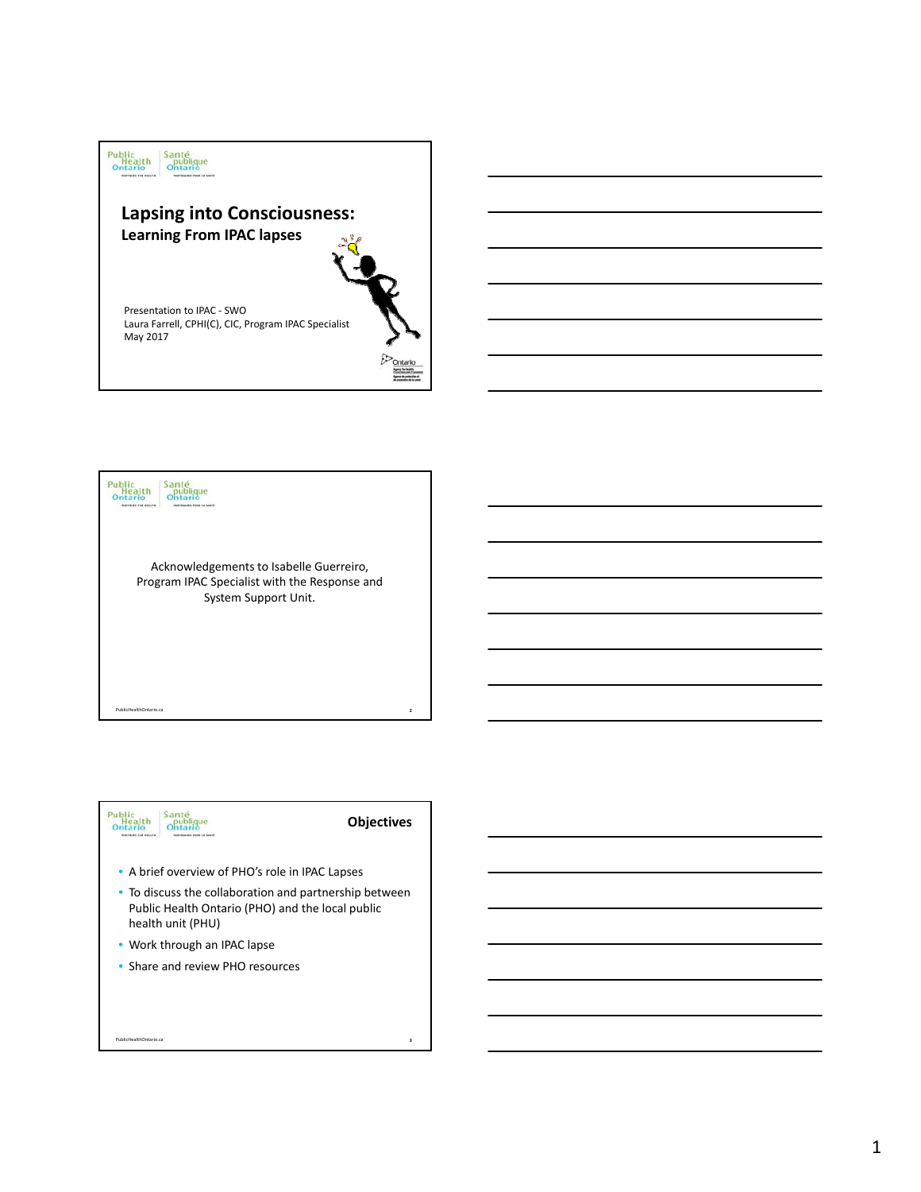# Lapsing into Consciousness:

## Learning From IPAC lapses

Presentation to IPAC - SWO
Laura Farrell, CPHI(C), CIC, Program IPAC Specialist
May 2017

---

Acknowledgements to Isabelle Guerreiro, Program IPAC Specialist with the Response and System Support Unit.

---

## Objectives

- A brief overview of PHO's role in IPAC Lapses
- To discuss the collaboration and partnership between Public Health Ontario (PHO) and the local public health unit (PHU)
- Work through an IPAC lapse
- Share and review PHO resources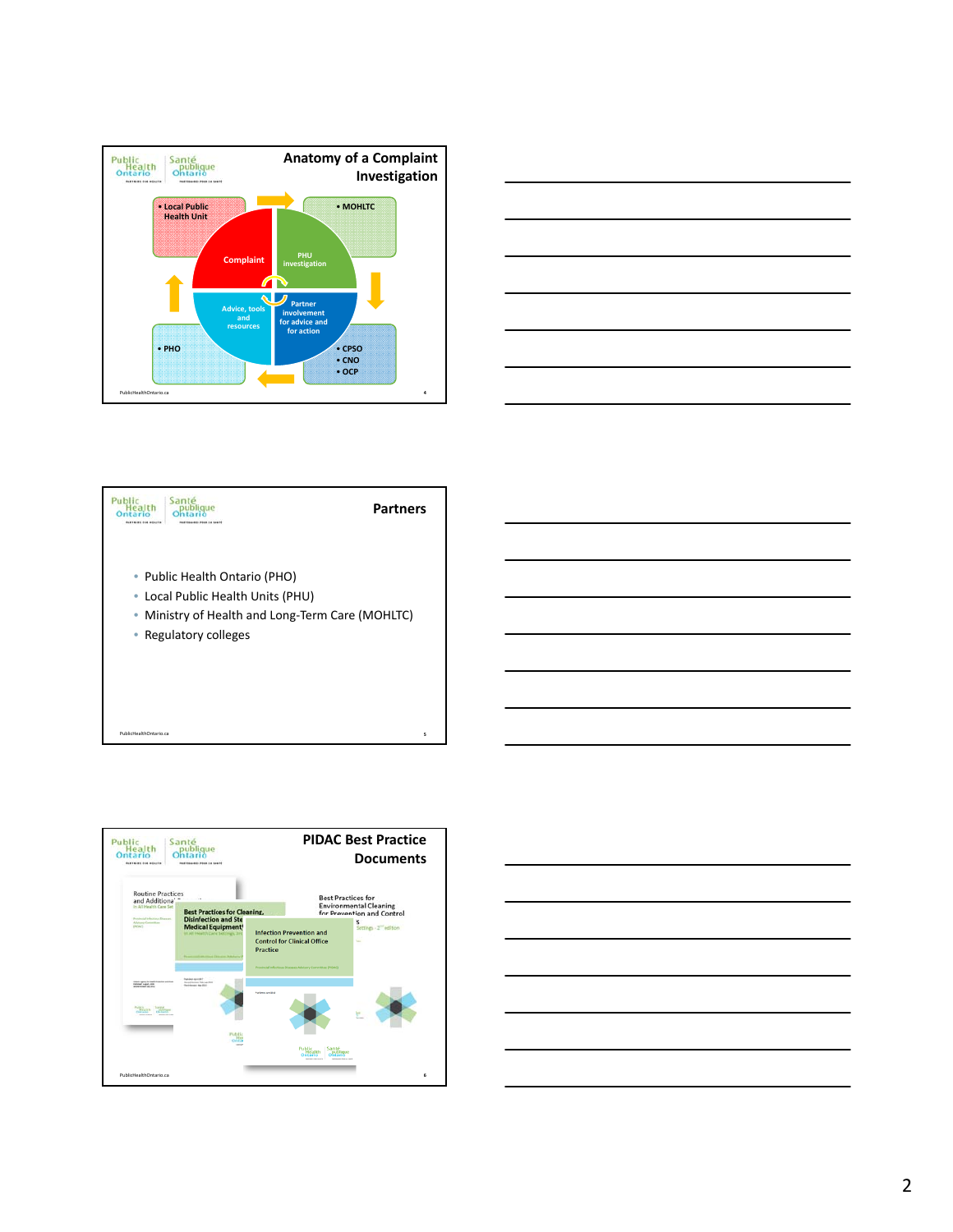## Anatomy of a Complaint Investigation

- Local Public Health Unit
- MOHLTC
- PHO
- CPSO
- CNO
- OCP

Complaint

PHU investigation

Partner involvement for advice and for action

Advice, tools and resources

## Partners

- Public Health Ontario (PHO)
- Local Public Health Units (PHU)
- Ministry of Health and Long-Term Care (MOHLTC)
- Regulatory colleges

## PIDAC Best Practice Documents

Routine Practices and Additional Precautions In All Health Care Settings

Best Practices for Cleaning, Disinfection and Sterilization of Medical Equipment/Devices In All Health Care Settings

Infection Prevention and Control for Clinical Office Practice

Best Practices for Environmental Cleaning for Prevention and Control of Infections In All Health Care Settings - 2nd edition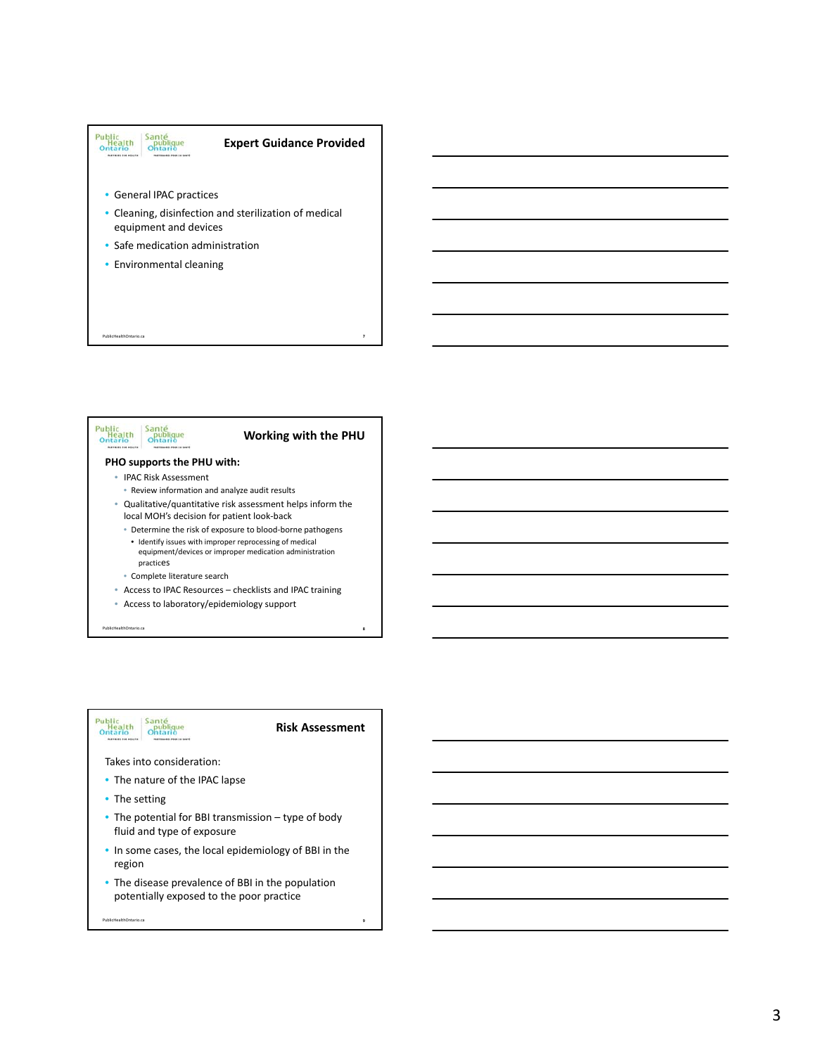## Expert Guidance Provided

- General IPAC practices
- Cleaning, disinfection and sterilization of medical equipment and devices
- Safe medication administration
- Environmental cleaning

## Working with the PHU

**PHO supports the PHU with:**

- IPAC Risk Assessment
  - Review information and analyze audit results
- Qualitative/quantitative risk assessment helps inform the local MOH's decision for patient look-back
  - Determine the risk of exposure to blood-borne pathogens
    - Identify issues with improper reprocessing of medical equipment/devices or improper medication administration practices
  - Complete literature search
- Access to IPAC Resources – checklists and IPAC training
- Access to laboratory/epidemiology support

## Risk Assessment

Takes into consideration:

- The nature of the IPAC lapse
- The setting
- The potential for BBI transmission – type of body fluid and type of exposure
- In some cases, the local epidemiology of BBI in the region
- The disease prevalence of BBI in the population potentially exposed to the poor practice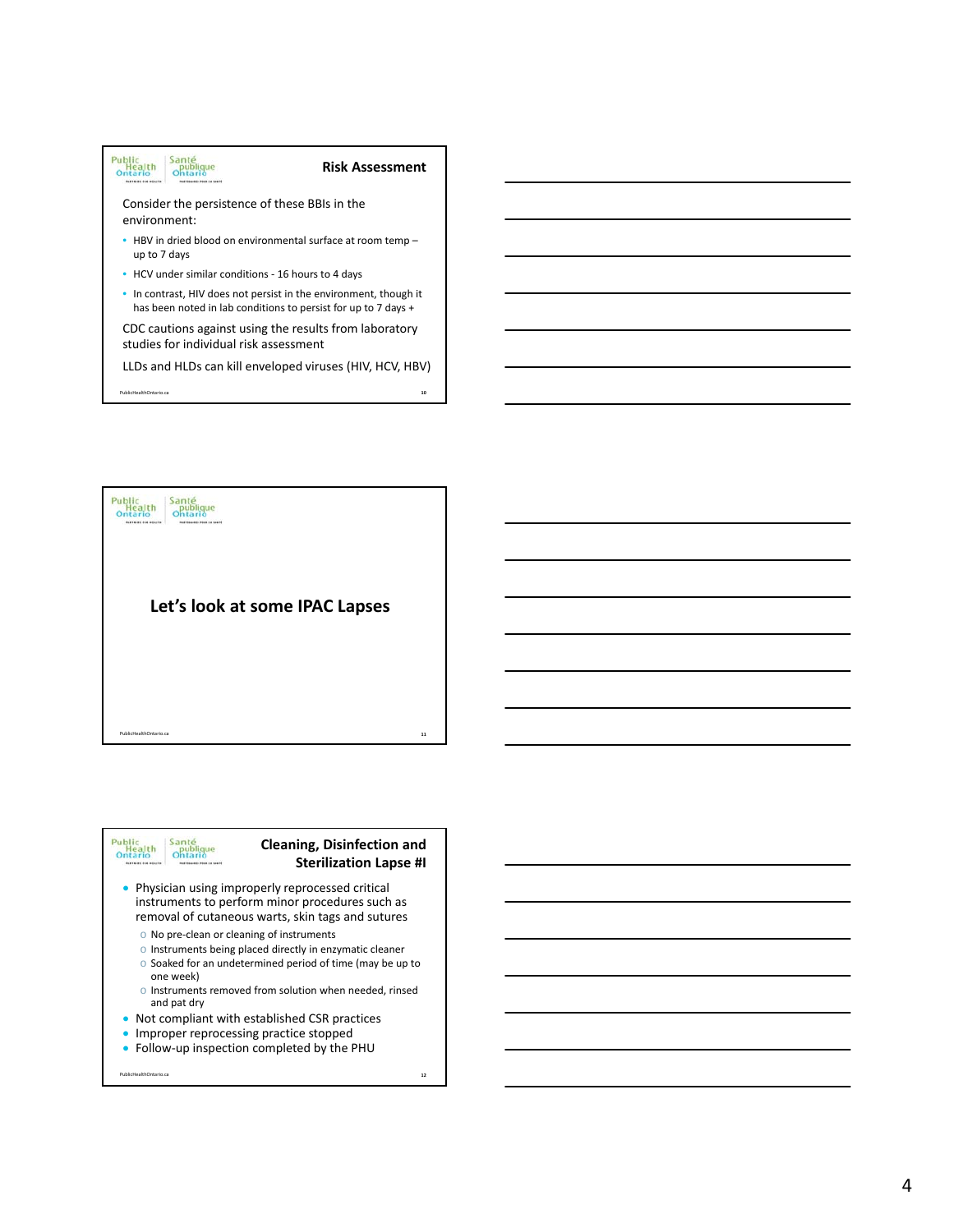## Risk Assessment

Consider the persistence of these BBIs in the environment:

- HBV in dried blood on environmental surface at room temp – up to 7 days
- HCV under similar conditions - 16 hours to 4 days
- In contrast, HIV does not persist in the environment, though it has been noted in lab conditions to persist for up to 7 days +

CDC cautions against using the results from laboratory studies for individual risk assessment

LLDs and HLDs can kill enveloped viruses (HIV, HCV, HBV)

## Let's look at some IPAC Lapses

## Cleaning, Disinfection and Sterilization Lapse #I

- Physician using improperly reprocessed critical instruments to perform minor procedures such as removal of cutaneous warts, skin tags and sutures
  - No pre-clean or cleaning of instruments
  - Instruments being placed directly in enzymatic cleaner
  - Soaked for an undetermined period of time (may be up to one week)
  - Instruments removed from solution when needed, rinsed and pat dry
- Not compliant with established CSR practices
- Improper reprocessing practice stopped
- Follow-up inspection completed by the PHU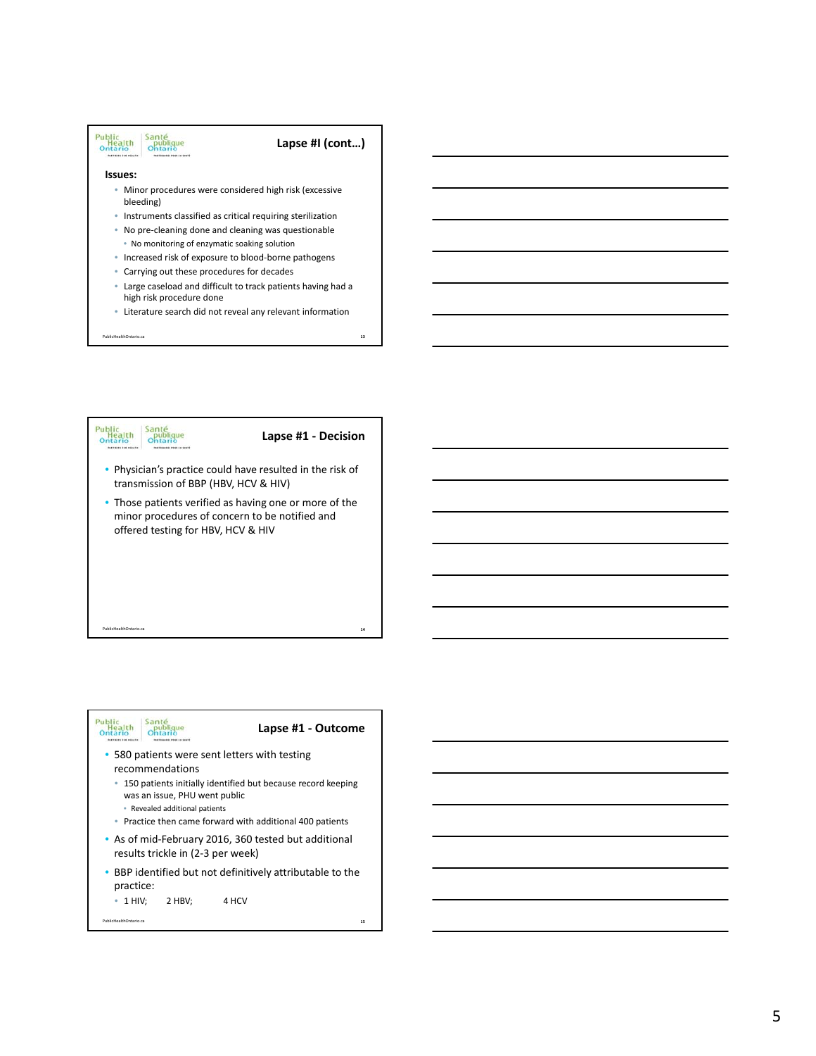## Lapse #I (cont…)

**Issues:**

- Minor procedures were considered high risk (excessive bleeding)
- Instruments classified as critical requiring sterilization
- No pre-cleaning done and cleaning was questionable
  - No monitoring of enzymatic soaking solution
- Increased risk of exposure to blood-borne pathogens
- Carrying out these procedures for decades
- Large caseload and difficult to track patients having had a high risk procedure done
- Literature search did not reveal any relevant information

## Lapse #1 - Decision

- Physician's practice could have resulted in the risk of transmission of BBP (HBV, HCV & HIV)
- Those patients verified as having one or more of the minor procedures of concern to be notified and offered testing for HBV, HCV & HIV

## Lapse #1 - Outcome

- 580 patients were sent letters with testing recommendations
  - 150 patients initially identified but because record keeping was an issue, PHU went public
    - Revealed additional patients
  - Practice then came forward with additional 400 patients
- As of mid-February 2016, 360 tested but additional results trickle in (2-3 per week)
- BBP identified but not definitively attributable to the practice:
  - 1 HIV; 2 HBV; 4 HCV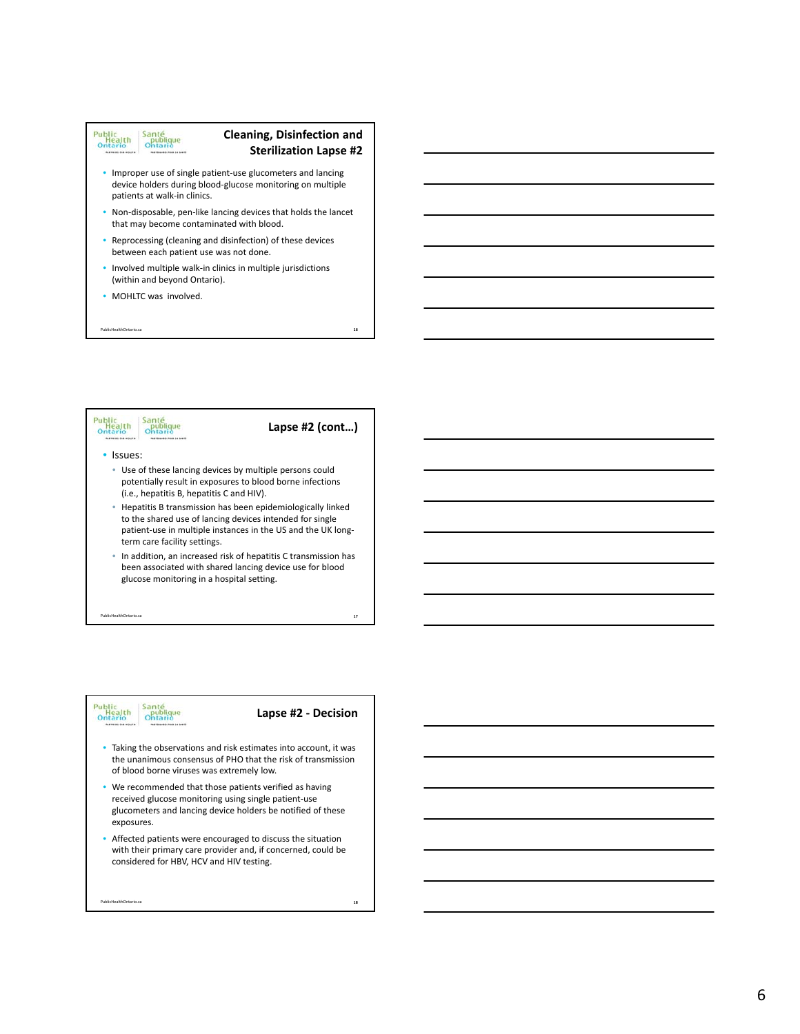## Cleaning, Disinfection and Sterilization Lapse #2

- Improper use of single patient-use glucometers and lancing device holders during blood-glucose monitoring on multiple patients at walk-in clinics.
- Non-disposable, pen-like lancing devices that holds the lancet that may become contaminated with blood.
- Reprocessing (cleaning and disinfection) of these devices between each patient use was not done.
- Involved multiple walk-in clinics in multiple jurisdictions (within and beyond Ontario).
- MOHLTC was involved.

## Lapse #2 (cont…)

- Issues:
  - Use of these lancing devices by multiple persons could potentially result in exposures to blood borne infections (i.e., hepatitis B, hepatitis C and HIV).
  - Hepatitis B transmission has been epidemiologically linked to the shared use of lancing devices intended for single patient-use in multiple instances in the US and the UK long-term care facility settings.
  - In addition, an increased risk of hepatitis C transmission has been associated with shared lancing device use for blood glucose monitoring in a hospital setting.

## Lapse #2 - Decision

- Taking the observations and risk estimates into account, it was the unanimous consensus of PHO that the risk of transmission of blood borne viruses was extremely low.
- We recommended that those patients verified as having received glucose monitoring using single patient-use glucometers and lancing device holders be notified of these exposures.
- Affected patients were encouraged to discuss the situation with their primary care provider and, if concerned, could be considered for HBV, HCV and HIV testing.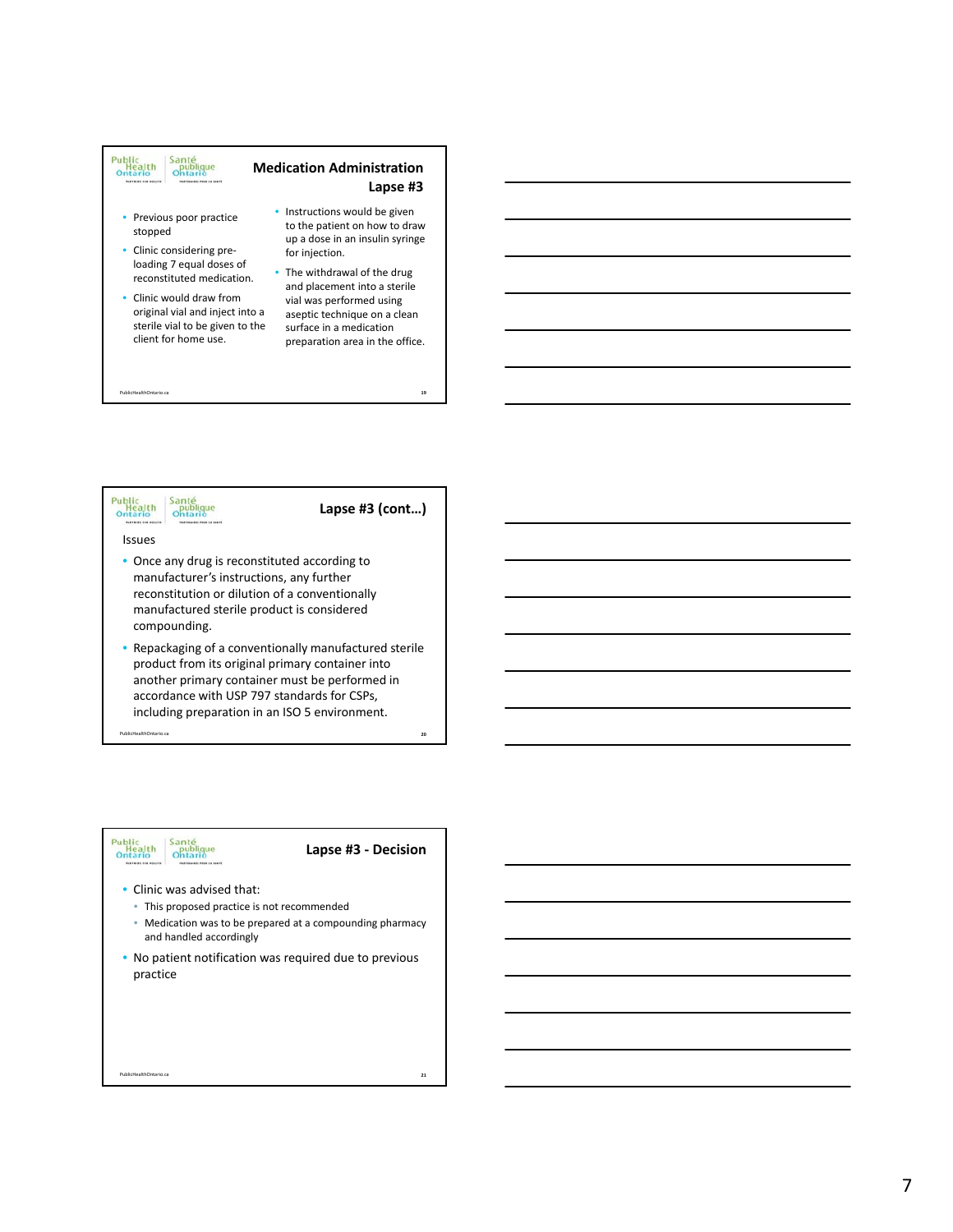## Medication Administration Lapse #3

- Previous poor practice stopped
- Clinic considering pre-loading 7 equal doses of reconstituted medication.
- Clinic would draw from original vial and inject into a sterile vial to be given to the client for home use.
- Instructions would be given to the patient on how to draw up a dose in an insulin syringe for injection.
- The withdrawal of the drug and placement into a sterile vial was performed using aseptic technique on a clean surface in a medication preparation area in the office.

## Lapse #3 (cont…)

Issues

- Once any drug is reconstituted according to manufacturer's instructions, any further reconstitution or dilution of a conventionally manufactured sterile product is considered compounding.
- Repackaging of a conventionally manufactured sterile product from its original primary container into another primary container must be performed in accordance with USP 797 standards for CSPs, including preparation in an ISO 5 environment.

## Lapse #3 - Decision

- Clinic was advised that:
  - This proposed practice is not recommended
  - Medication was to be prepared at a compounding pharmacy and handled accordingly
- No patient notification was required due to previous practice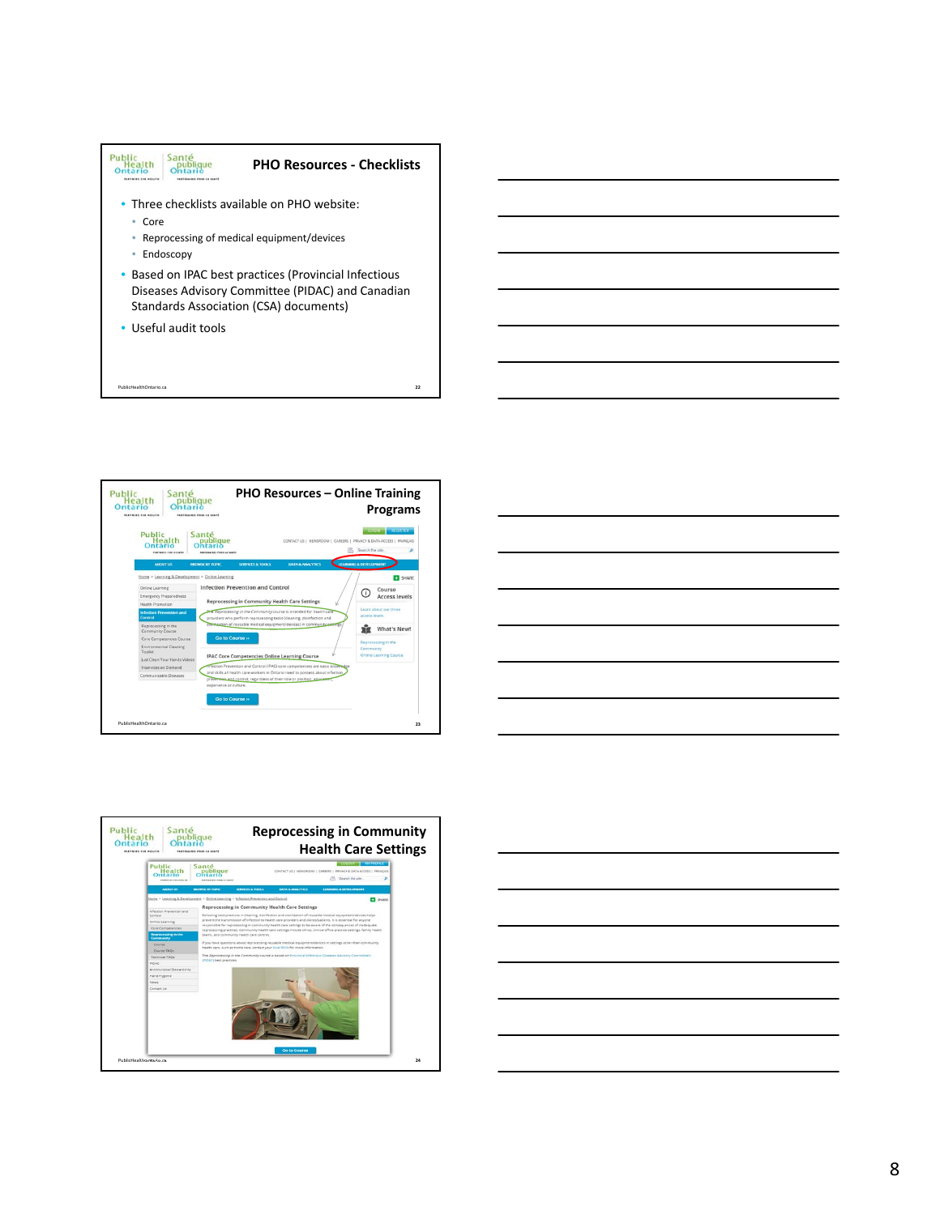## PHO Resources - Checklists

- Three checklists available on PHO website:
  - Core
  - Reprocessing of medical equipment/devices
  - Endoscopy
- Based on IPAC best practices (Provincial Infectious Diseases Advisory Committee (PIDAC) and Canadian Standards Association (CSA) documents)
- Useful audit tools

## PHO Resources – Online Training Programs

## Reprocessing in Community Health Care Settings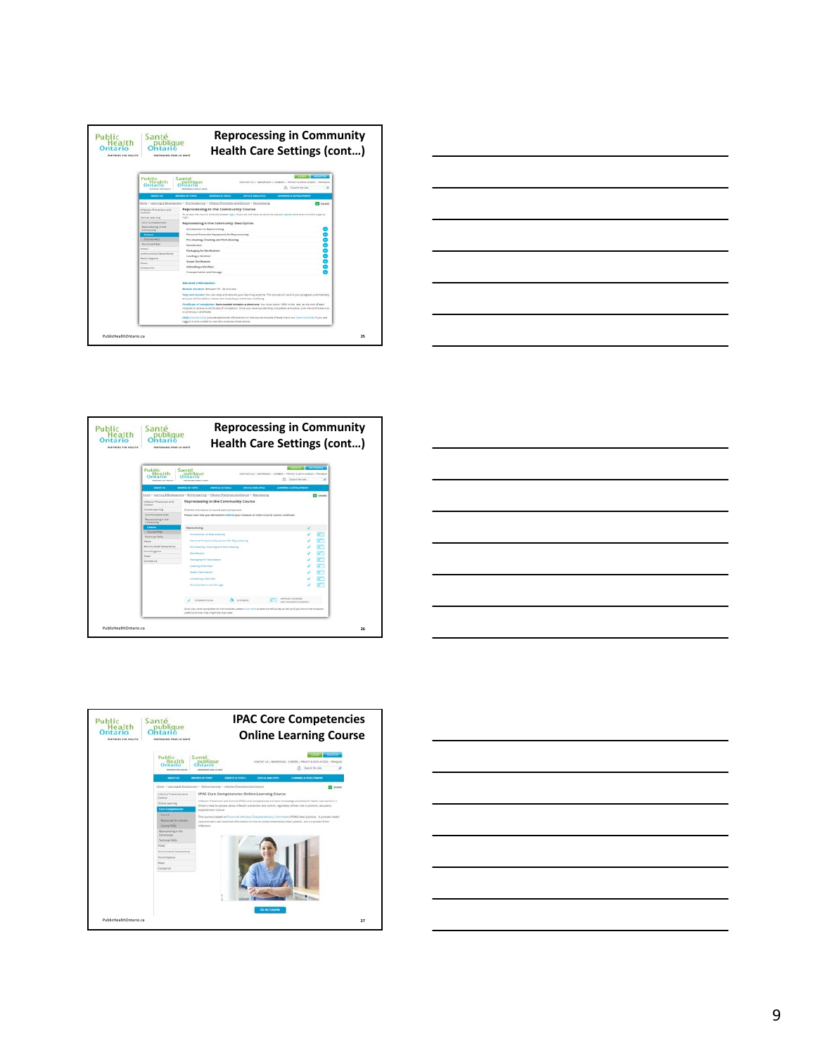## Reprocessing in Community Health Care Settings (cont…)

## Reprocessing in Community Health Care Settings (cont…)

## IPAC Core Competencies Online Learning Course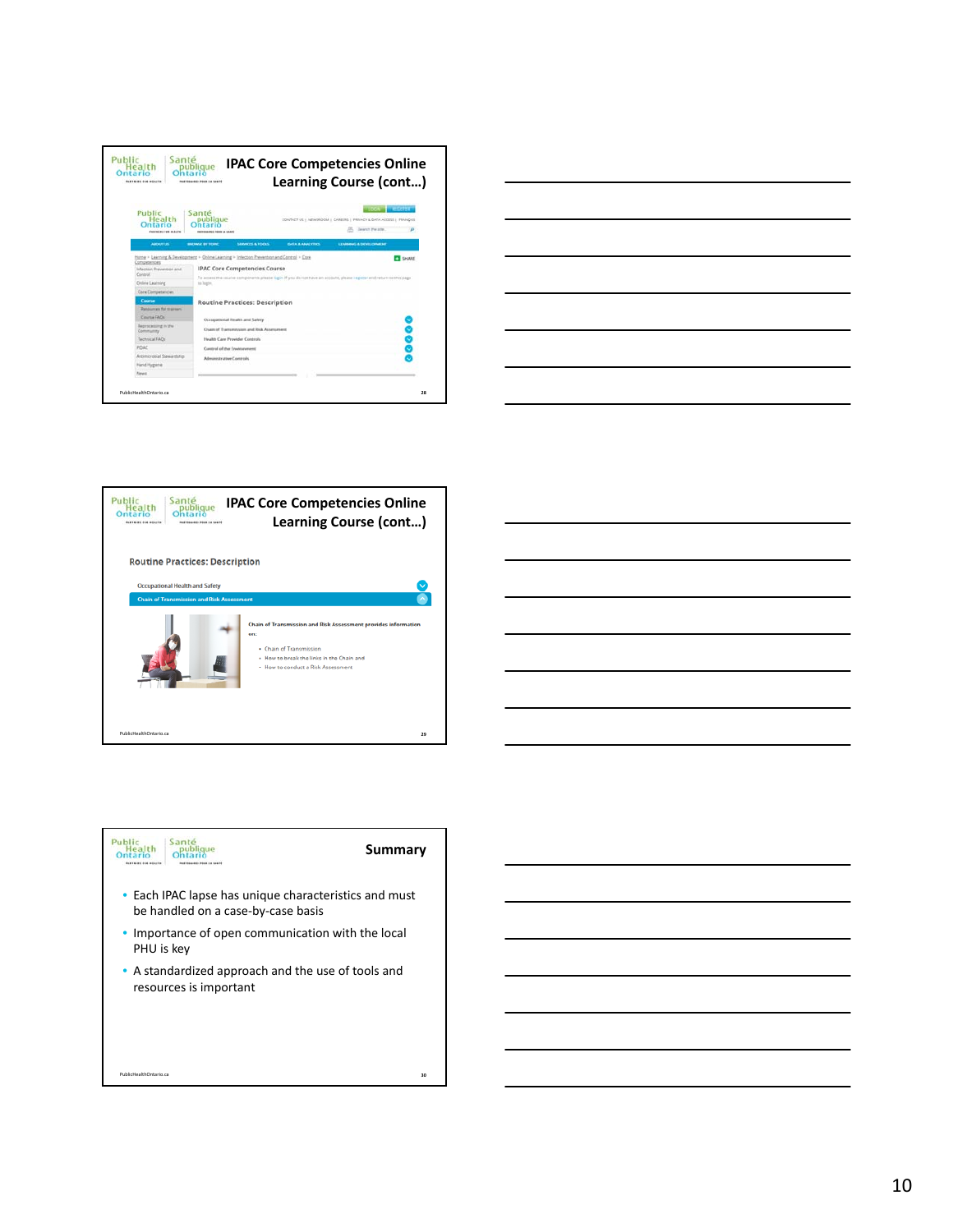## IPAC Core Competencies Online Learning Course (cont…)

Home > Learning & Development > Online Learning > Infection Prevention and Control > Core Competencies

IPAC Core Competencies Course

To access the course components please login. If you do not have an account, please register and return to this page to login.

Routine Practices: Description

- Occupational Health and Safety
- Chain of Transmission and Risk Assessment
- Health Care Provider Controls
- Control of the Environment
- Administrative Controls

## IPAC Core Competencies Online Learning Course (cont…)

Routine Practices: Description

- Occupational Health and Safety
- Chain of Transmission and Risk Assessment

Chain of Transmission and Risk Assessment provides information on:

- Chain of Transmission
- How to break the links in the Chain and
- How to conduct a Risk Assessment

## Summary

- Each IPAC lapse has unique characteristics and must be handled on a case-by-case basis
- Importance of open communication with the local PHU is key
- A standardized approach and the use of tools and resources is important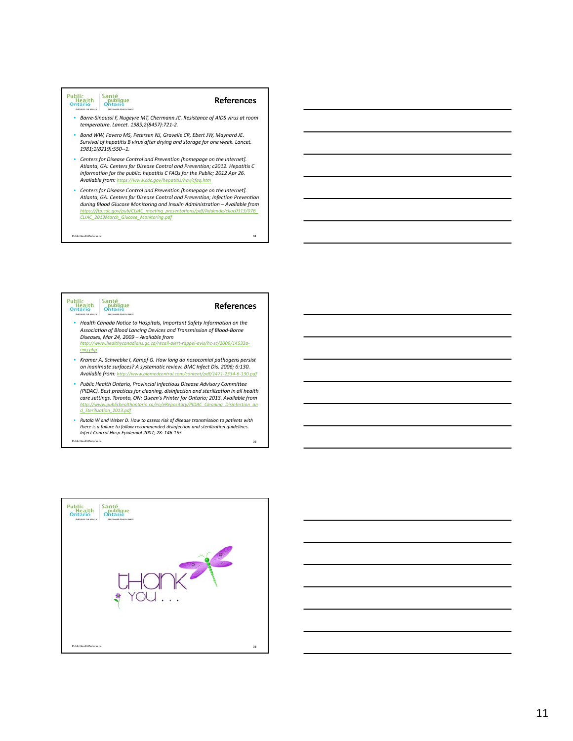## References

- *Barre-Sinoussi F, Nugeyre MT, Chermann JC. Resistance of AIDS virus at room temperature. Lancet. 1985;2(8457):721-2.*
- *Bond WW, Favero MS, Petersen NJ, Gravelle CR, Ebert JW, Maynard JE. Survival of hepatitis B virus after drying and storage for one week. Lancet. 1981;1(8219):550--1.*
- *Centers for Disease Control and Prevention [homepage on the Internet]. Atlanta, GA: Centers for Disease Control and Prevention; c2012. Hepatitis C information for the public: hepatitis C FAQs for the Public; 2012 Apr 26. Available from: https://www.cdc.gov/hepatitis/hcv/cfaq.htm*
- *Centers for Disease Control and Prevention [homepage on the Internet]. Atlanta, GA: Centers for Disease Control and Prevention; Infection Prevention during Blood Glucose Monitoring and Insulin Administration – Available from https://ftp.cdc.gov/pub/CLIAC_meeting_presentations/pdf/Addenda/cliac0313/07B_CLIAC_2013March_Glucose_Monitoring.pdf*

## References

- *Health Canada Notice to Hospitals, Important Safety Information on the Association of Blood Lancing Devices and Transmission of Blood-Borne Diseases, Mar 24, 2009 – Available from http://www.healthycanadians.gc.ca/recall-alert-rappel-avis/hc-sc/2009/14532a-eng.php*
- *Kramer A, Schwebke I, Kampf G. How long do nosocomial pathogens persist on inanimate surfaces? A systematic review. BMC Infect Dis. 2006; 6:130. Available from: http://www.biomedcentral.com/content/pdf/1471-2334-6-130.pdf*
- *Public Health Ontario, Provincial Infectious Disease Advisory Committee (PIDAC). Best practices for cleaning, disinfection and sterilization in all health care settings. Toronto, ON: Queen's Printer for Ontario; 2013. Available from http://www.publichealthontario.ca/en/eRepository/PIDAC_Cleaning_Disinfection_and_Sterilization_2013.pdf*
- *Rutala W and Weber D. How to assess risk of disease transmission to patients with there is a failure to follow recommended disinfection and sterilization guidelines. Infect Control Hosp Epidemiol 2007; 28: 146-155*

thank you . . .